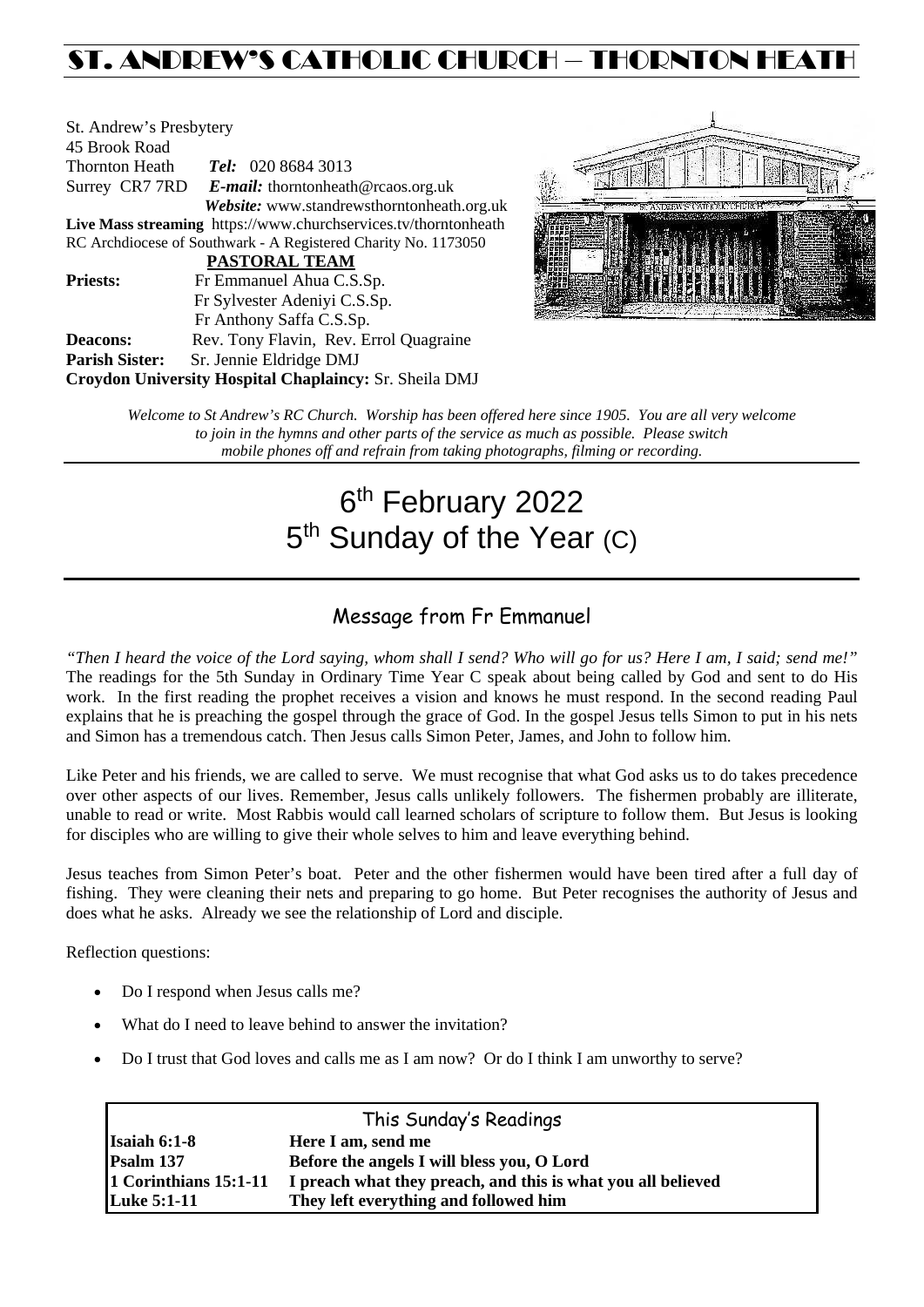# ST. ANDREW'S CATHOLIC CHURCH – THORNTON HEATH

St. Andrew's Presbytery
45 Brook Road
Thornton Heath    ***Tel:*** 020 8684 3013
Surrey CR7 7RD    ***E-mail:*** thorntonheath@rcaos.org.uk
***Website:*** www.standrewsthorntonheath.org.uk
**Live Mass streaming** https://www.churchservices.tv/thorntonheath
RC Archdiocese of Southwark - A Registered Charity No. 1173050

**PASTORAL TEAM**

**Priests:** Fr Emmanuel Ahua C.S.Sp.
Fr Sylvester Adeniyi C.S.Sp.
Fr Anthony Saffa C.S.Sp.
**Deacons:** Rev. Tony Flavin, Rev. Errol Quagraine
**Parish Sister:** Sr. Jennie Eldridge DMJ
**Croydon University Hospital Chaplaincy:** Sr. Sheila DMJ

*Welcome to St Andrew's RC Church. Worship has been offered here since 1905. You are all very welcome to join in the hymns and other parts of the service as much as possible. Please switch mobile phones off and refrain from taking photographs, filming or recording.*

# 6th February 2022
# 5th Sunday of the Year (C)

## Message from Fr Emmanuel

*"Then I heard the voice of the Lord saying, whom shall I send? Who will go for us? Here I am, I said; send me!"* The readings for the 5th Sunday in Ordinary Time Year C speak about being called by God and sent to do His work. In the first reading the prophet receives a vision and knows he must respond. In the second reading Paul explains that he is preaching the gospel through the grace of God. In the gospel Jesus tells Simon to put in his nets and Simon has a tremendous catch. Then Jesus calls Simon Peter, James, and John to follow him.

Like Peter and his friends, we are called to serve. We must recognise that what God asks us to do takes precedence over other aspects of our lives. Remember, Jesus calls unlikely followers. The fishermen probably are illiterate, unable to read or write. Most Rabbis would call learned scholars of scripture to follow them. But Jesus is looking for disciples who are willing to give their whole selves to him and leave everything behind.

Jesus teaches from Simon Peter's boat. Peter and the other fishermen would have been tired after a full day of fishing. They were cleaning their nets and preparing to go home. But Peter recognises the authority of Jesus and does what he asks. Already we see the relationship of Lord and disciple.

Reflection questions:

- Do I respond when Jesus calls me?
- What do I need to leave behind to answer the invitation?
- Do I trust that God loves and calls me as I am now? Or do I think I am unworthy to serve?

| This Sunday's Readings | |
|---|---|
| **Isaiah 6:1-8** | **Here I am, send me** |
| **Psalm 137** | **Before the angels I will bless you, O Lord** |
| **1 Corinthians 15:1-11** | **I preach what they preach, and this is what you all believed** |
| **Luke 5:1-11** | **They left everything and followed him** |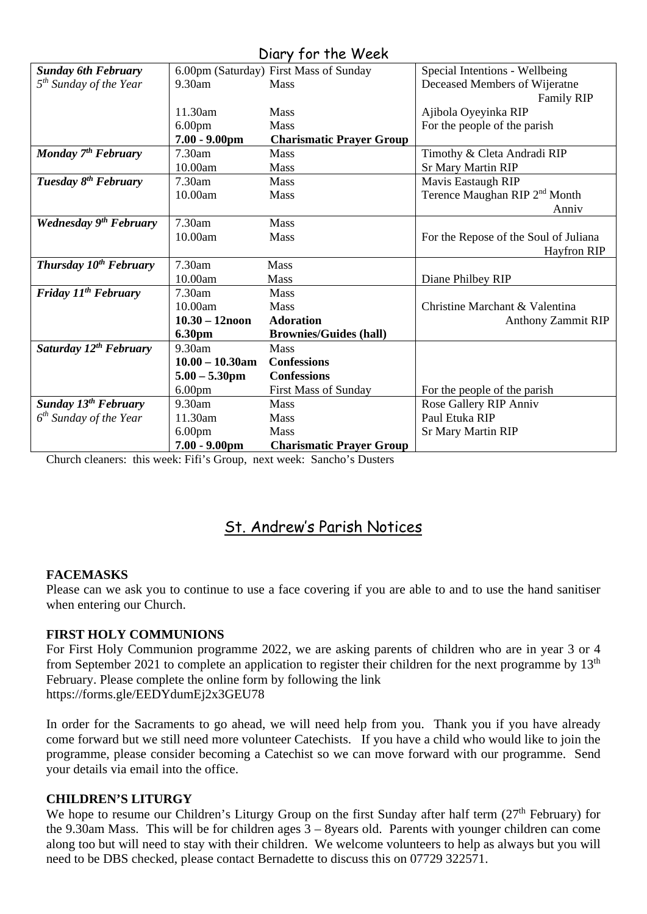## Diary for the Week

| | | | |
|---|---|---|---|
| ***Sunday 6th February*** | 6.00pm (Saturday) | First Mass of Sunday | Special Intentions - Wellbeing |
| *5th Sunday of the Year* | 9.30am | Mass | Deceased Members of Wijeratne Family RIP |
| | 11.30am | Mass | Ajibola Oyeyinka RIP |
| | 6.00pm | Mass | For the people of the parish |
| | **7.00 - 9.00pm** | **Charismatic Prayer Group** | |
| ***Monday 7th February*** | 7.30am | Mass | Timothy & Cleta Andradi RIP |
| | 10.00am | Mass | Sr Mary Martin RIP |
| ***Tuesday 8th February*** | 7.30am | Mass | Mavis Eastaugh RIP |
| | 10.00am | Mass | Terence Maughan RIP 2nd Month Anniv |
| ***Wednesday 9th February*** | 7.30am | Mass | |
| | 10.00am | Mass | For the Repose of the Soul of Juliana Hayfron RIP |
| ***Thursday 10th February*** | 7.30am | Mass | |
| | 10.00am | Mass | Diane Philbey RIP |
| ***Friday 11th February*** | 7.30am | Mass | |
| | 10.00am | Mass | Christine Marchant & Valentina Anthony Zammit RIP |
| | **10.30 – 12noon** | **Adoration** | |
| | **6.30pm** | **Brownies/Guides (hall)** | |
| ***Saturday 12th February*** | 9.30am | Mass | |
| | **10.00 – 10.30am** | **Confessions** | |
| | **5.00 – 5.30pm** | **Confessions** | |
| | 6.00pm | First Mass of Sunday | For the people of the parish |
| ***Sunday 13th February*** | 9.30am | Mass | Rose Gallery RIP Anniv |
| *6th Sunday of the Year* | 11.30am | Mass | Paul Etuka RIP |
| | 6.00pm | Mass | Sr Mary Martin RIP |
| | **7.00 - 9.00pm** | **Charismatic Prayer Group** | |

Church cleaners: this week: Fifi's Group, next week: Sancho's Dusters

## St. Andrew's Parish Notices

**FACEMASKS**

Please can we ask you to continue to use a face covering if you are able to and to use the hand sanitiser when entering our Church.

**FIRST HOLY COMMUNIONS**

For First Holy Communion programme 2022, we are asking parents of children who are in year 3 or 4 from September 2021 to complete an application to register their children for the next programme by 13th February. Please complete the online form by following the link
https://forms.gle/EEDYdumEj2x3GEU78

In order for the Sacraments to go ahead, we will need help from you. Thank you if you have already come forward but we still need more volunteer Catechists. If you have a child who would like to join the programme, please consider becoming a Catechist so we can move forward with our programme. Send your details via email into the office.

**CHILDREN'S LITURGY**

We hope to resume our Children's Liturgy Group on the first Sunday after half term (27th February) for the 9.30am Mass. This will be for children ages 3 – 8years old. Parents with younger children can come along too but will need to stay with their children. We welcome volunteers to help as always but you will need to be DBS checked, please contact Bernadette to discuss this on 07729 322571.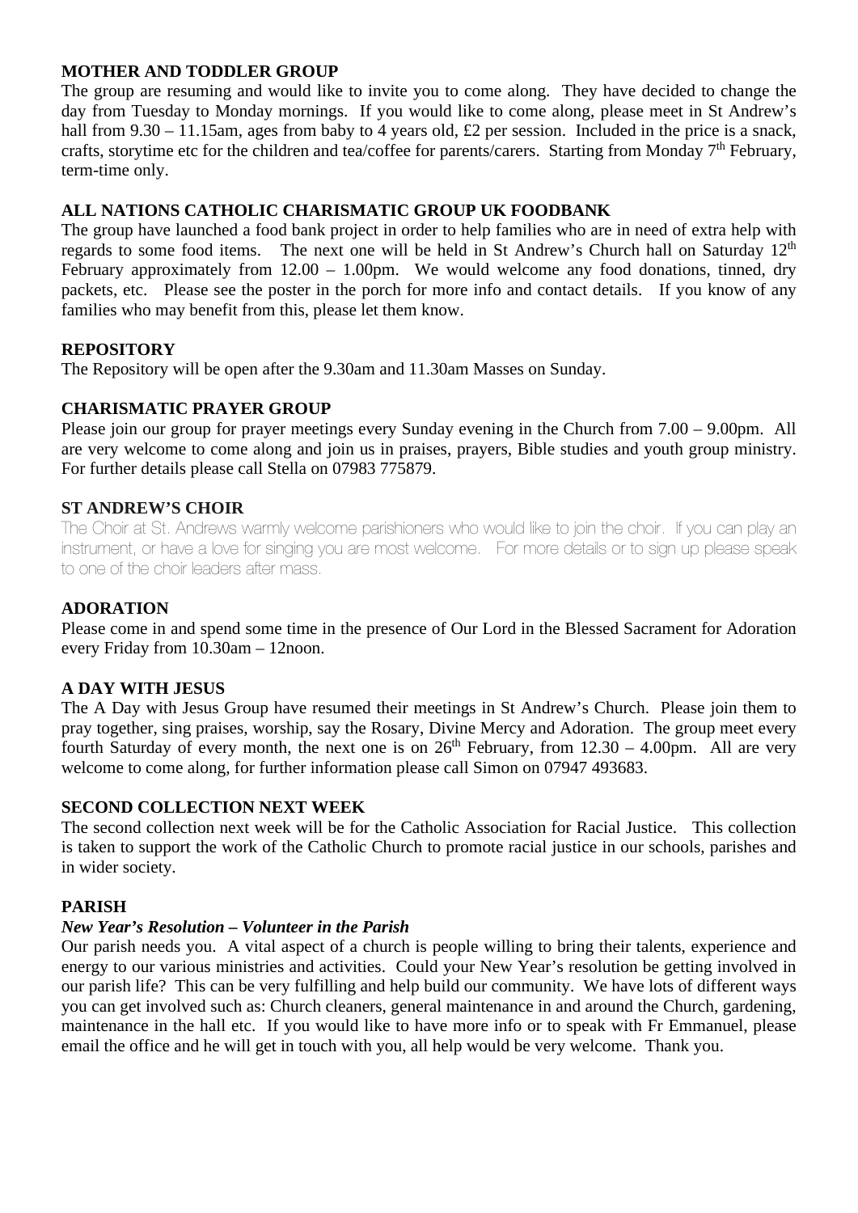**MOTHER AND TODDLER GROUP**

The group are resuming and would like to invite you to come along. They have decided to change the day from Tuesday to Monday mornings. If you would like to come along, please meet in St Andrew's hall from 9.30 – 11.15am, ages from baby to 4 years old, £2 per session. Included in the price is a snack, crafts, storytime etc for the children and tea/coffee for parents/carers. Starting from Monday 7th February, term-time only.

**ALL NATIONS CATHOLIC CHARISMATIC GROUP UK FOODBANK**

The group have launched a food bank project in order to help families who are in need of extra help with regards to some food items. The next one will be held in St Andrew's Church hall on Saturday 12th February approximately from 12.00 – 1.00pm. We would welcome any food donations, tinned, dry packets, etc. Please see the poster in the porch for more info and contact details. If you know of any families who may benefit from this, please let them know.

**REPOSITORY**

The Repository will be open after the 9.30am and 11.30am Masses on Sunday.

**CHARISMATIC PRAYER GROUP**

Please join our group for prayer meetings every Sunday evening in the Church from 7.00 – 9.00pm. All are very welcome to come along and join us in praises, prayers, Bible studies and youth group ministry. For further details please call Stella on 07983 775879.

**ST ANDREW'S CHOIR**

The Choir at St. Andrews warmly welcome parishioners who would like to join the choir. If you can play an instrument, or have a love for singing you are most welcome. For more details or to sign up please speak to one of the choir leaders after mass.

**ADORATION**

Please come in and spend some time in the presence of Our Lord in the Blessed Sacrament for Adoration every Friday from 10.30am – 12noon.

**A DAY WITH JESUS**

The A Day with Jesus Group have resumed their meetings in St Andrew's Church. Please join them to pray together, sing praises, worship, say the Rosary, Divine Mercy and Adoration. The group meet every fourth Saturday of every month, the next one is on 26th February, from 12.30 – 4.00pm. All are very welcome to come along, for further information please call Simon on 07947 493683.

**SECOND COLLECTION NEXT WEEK**

The second collection next week will be for the Catholic Association for Racial Justice. This collection is taken to support the work of the Catholic Church to promote racial justice in our schools, parishes and in wider society.

**PARISH**

***New Year's Resolution – Volunteer in the Parish***

Our parish needs you. A vital aspect of a church is people willing to bring their talents, experience and energy to our various ministries and activities. Could your New Year's resolution be getting involved in our parish life? This can be very fulfilling and help build our community. We have lots of different ways you can get involved such as: Church cleaners, general maintenance in and around the Church, gardening, maintenance in the hall etc. If you would like to have more info or to speak with Fr Emmanuel, please email the office and he will get in touch with you, all help would be very welcome. Thank you.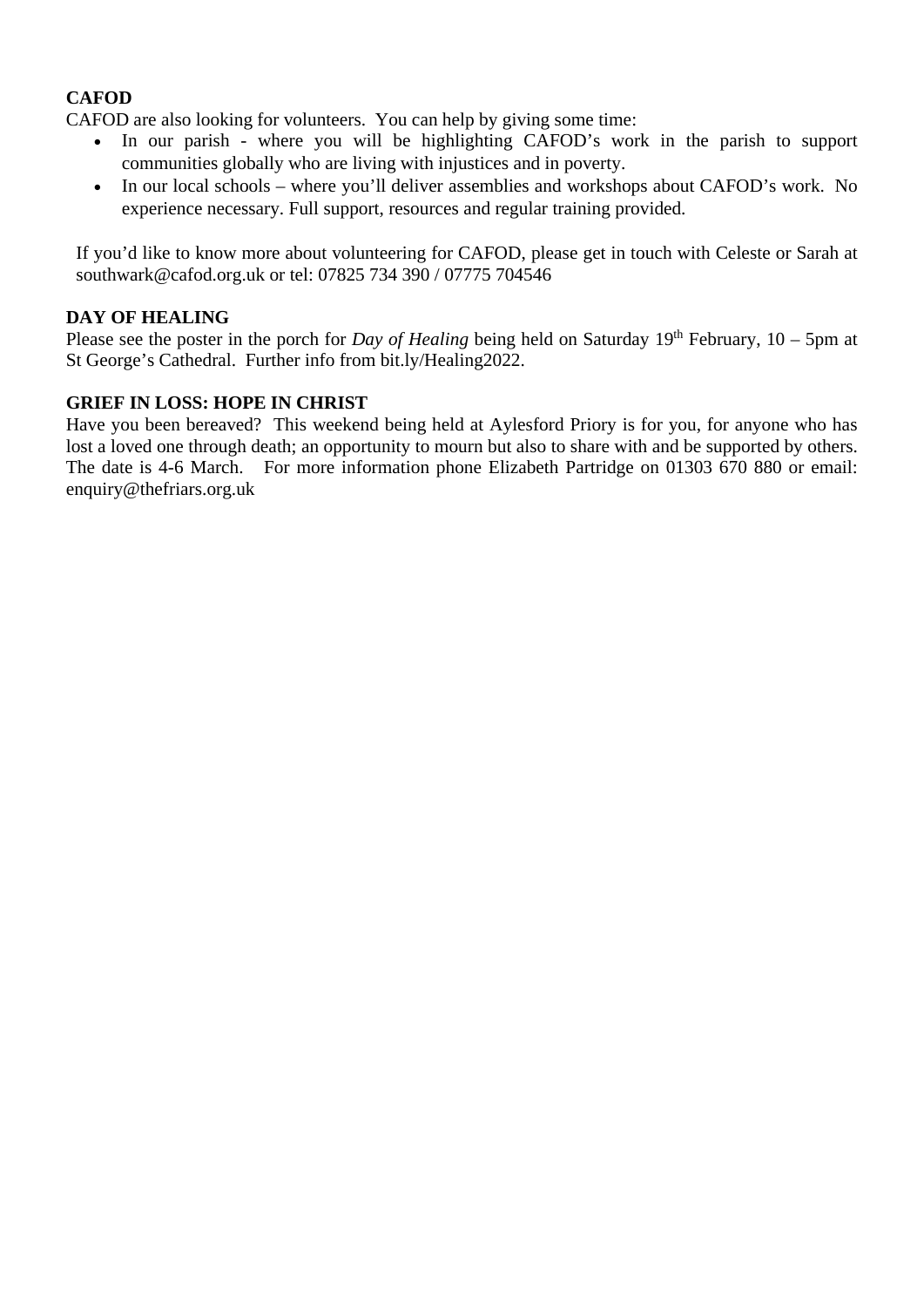**CAFOD**

CAFOD are also looking for volunteers. You can help by giving some time:

- In our parish - where you will be highlighting CAFOD's work in the parish to support communities globally who are living with injustices and in poverty.
- In our local schools – where you'll deliver assemblies and workshops about CAFOD's work. No experience necessary. Full support, resources and regular training provided.

If you'd like to know more about volunteering for CAFOD, please get in touch with Celeste or Sarah at southwark@cafod.org.uk or tel: 07825 734 390 / 07775 704546

**DAY OF HEALING**

Please see the poster in the porch for *Day of Healing* being held on Saturday 19th February, 10 – 5pm at St George's Cathedral. Further info from bit.ly/Healing2022.

**GRIEF IN LOSS: HOPE IN CHRIST**

Have you been bereaved? This weekend being held at Aylesford Priory is for you, for anyone who has lost a loved one through death; an opportunity to mourn but also to share with and be supported by others. The date is 4-6 March. For more information phone Elizabeth Partridge on 01303 670 880 or email: enquiry@thefriars.org.uk